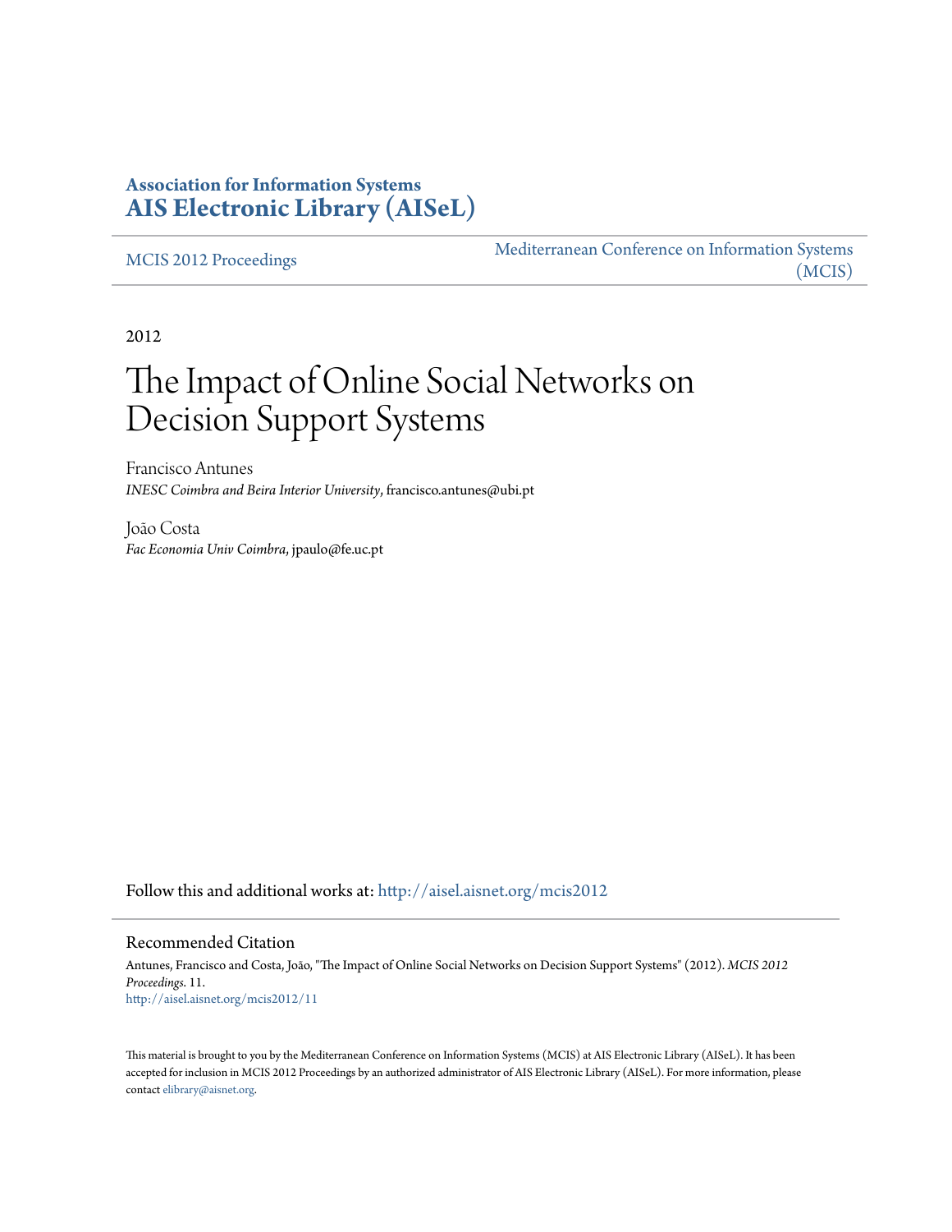**Association for Information Systems**
**AIS Electronic Library (AISeL)**

MCIS 2012 Proceedings | Mediterranean Conference on Information Systems (MCIS)

2012

# The Impact of Online Social Networks on Decision Support Systems

Francisco Antunes
*INESC Coimbra and Beira Interior University*, francisco.antunes@ubi.pt

João Costa
*Fac Economia Univ Coimbra*, jpaulo@fe.uc.pt

Follow this and additional works at: http://aisel.aisnet.org/mcis2012

## Recommended Citation

Antunes, Francisco and Costa, João, "The Impact of Online Social Networks on Decision Support Systems" (2012). *MCIS 2012 Proceedings*. 11.
http://aisel.aisnet.org/mcis2012/11

This material is brought to you by the Mediterranean Conference on Information Systems (MCIS) at AIS Electronic Library (AISeL). It has been accepted for inclusion in MCIS 2012 Proceedings by an authorized administrator of AIS Electronic Library (AISeL). For more information, please contact elibrary@aisnet.org.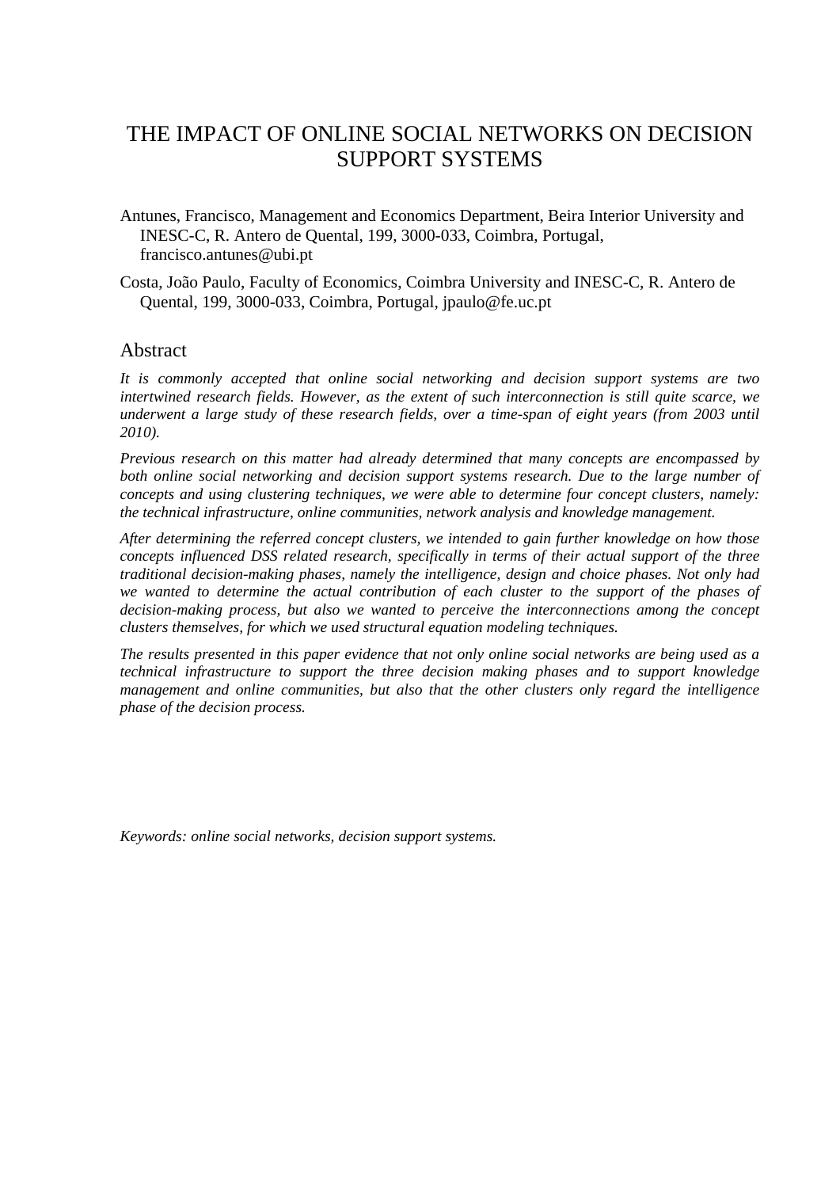# THE IMPACT OF ONLINE SOCIAL NETWORKS ON DECISION SUPPORT SYSTEMS

Antunes, Francisco, Management and Economics Department, Beira Interior University and INESC-C, R. Antero de Quental, 199, 3000-033, Coimbra, Portugal, francisco.antunes@ubi.pt

Costa, João Paulo, Faculty of Economics, Coimbra University and INESC-C, R. Antero de Quental, 199, 3000-033, Coimbra, Portugal, jpaulo@fe.uc.pt

## Abstract

*It is commonly accepted that online social networking and decision support systems are two intertwined research fields. However, as the extent of such interconnection is still quite scarce, we underwent a large study of these research fields, over a time-span of eight years (from 2003 until 2010).*

*Previous research on this matter had already determined that many concepts are encompassed by both online social networking and decision support systems research. Due to the large number of concepts and using clustering techniques, we were able to determine four concept clusters, namely: the technical infrastructure, online communities, network analysis and knowledge management.*

*After determining the referred concept clusters, we intended to gain further knowledge on how those concepts influenced DSS related research, specifically in terms of their actual support of the three traditional decision-making phases, namely the intelligence, design and choice phases. Not only had we wanted to determine the actual contribution of each cluster to the support of the phases of decision-making process, but also we wanted to perceive the interconnections among the concept clusters themselves, for which we used structural equation modeling techniques.*

*The results presented in this paper evidence that not only online social networks are being used as a technical infrastructure to support the three decision making phases and to support knowledge management and online communities, but also that the other clusters only regard the intelligence phase of the decision process.*

*Keywords: online social networks, decision support systems.*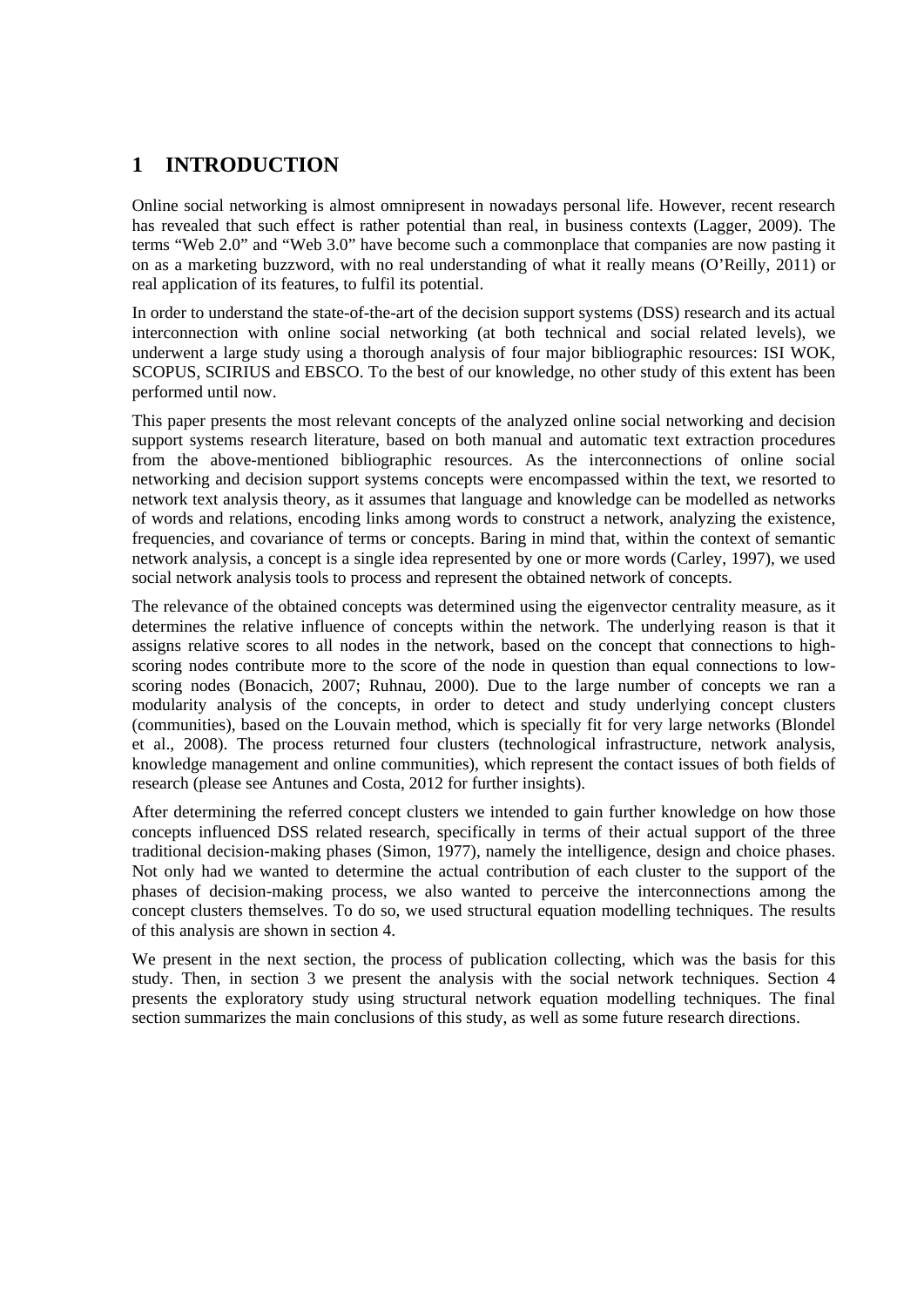# 1 INTRODUCTION

Online social networking is almost omnipresent in nowadays personal life. However, recent research has revealed that such effect is rather potential than real, in business contexts (Lagger, 2009). The terms "Web 2.0" and "Web 3.0" have become such a commonplace that companies are now pasting it on as a marketing buzzword, with no real understanding of what it really means (O'Reilly, 2011) or real application of its features, to fulfil its potential.

In order to understand the state-of-the-art of the decision support systems (DSS) research and its actual interconnection with online social networking (at both technical and social related levels), we underwent a large study using a thorough analysis of four major bibliographic resources: ISI WOK, SCOPUS, SCIRIUS and EBSCO. To the best of our knowledge, no other study of this extent has been performed until now.

This paper presents the most relevant concepts of the analyzed online social networking and decision support systems research literature, based on both manual and automatic text extraction procedures from the above-mentioned bibliographic resources. As the interconnections of online social networking and decision support systems concepts were encompassed within the text, we resorted to network text analysis theory, as it assumes that language and knowledge can be modelled as networks of words and relations, encoding links among words to construct a network, analyzing the existence, frequencies, and covariance of terms or concepts. Baring in mind that, within the context of semantic network analysis, a concept is a single idea represented by one or more words (Carley, 1997), we used social network analysis tools to process and represent the obtained network of concepts.

The relevance of the obtained concepts was determined using the eigenvector centrality measure, as it determines the relative influence of concepts within the network. The underlying reason is that it assigns relative scores to all nodes in the network, based on the concept that connections to high-scoring nodes contribute more to the score of the node in question than equal connections to low-scoring nodes (Bonacich, 2007; Ruhnau, 2000). Due to the large number of concepts we ran a modularity analysis of the concepts, in order to detect and study underlying concept clusters (communities), based on the Louvain method, which is specially fit for very large networks (Blondel et al., 2008). The process returned four clusters (technological infrastructure, network analysis, knowledge management and online communities), which represent the contact issues of both fields of research (please see Antunes and Costa, 2012 for further insights).

After determining the referred concept clusters we intended to gain further knowledge on how those concepts influenced DSS related research, specifically in terms of their actual support of the three traditional decision-making phases (Simon, 1977), namely the intelligence, design and choice phases. Not only had we wanted to determine the actual contribution of each cluster to the support of the phases of decision-making process, we also wanted to perceive the interconnections among the concept clusters themselves. To do so, we used structural equation modelling techniques. The results of this analysis are shown in section 4.

We present in the next section, the process of publication collecting, which was the basis for this study. Then, in section 3 we present the analysis with the social network techniques. Section 4 presents the exploratory study using structural network equation modelling techniques. The final section summarizes the main conclusions of this study, as well as some future research directions.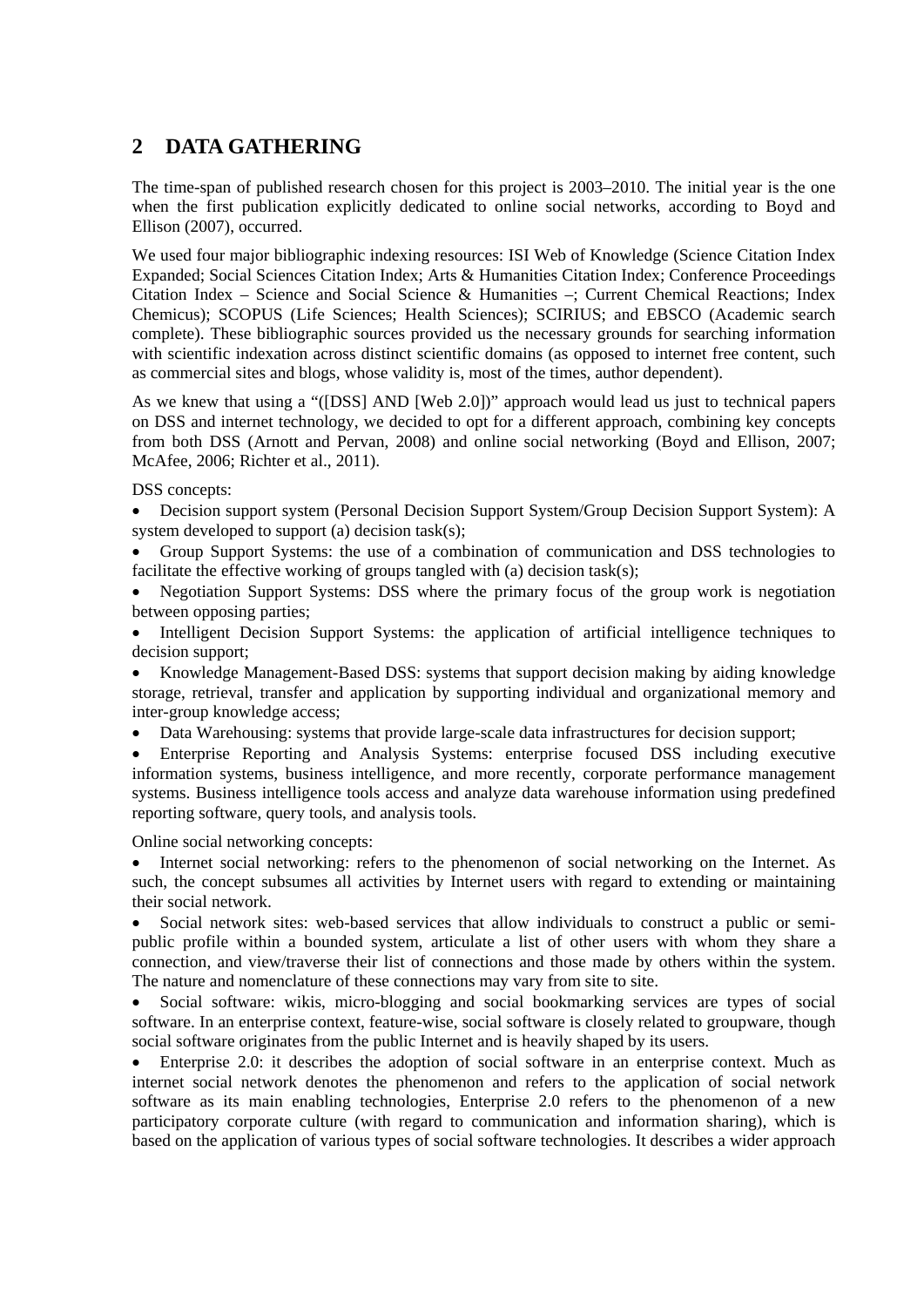## 2 DATA GATHERING

The time-span of published research chosen for this project is 2003–2010. The initial year is the one when the first publication explicitly dedicated to online social networks, according to Boyd and Ellison (2007), occurred.

We used four major bibliographic indexing resources: ISI Web of Knowledge (Science Citation Index Expanded; Social Sciences Citation Index; Arts & Humanities Citation Index; Conference Proceedings Citation Index – Science and Social Science & Humanities –; Current Chemical Reactions; Index Chemicus); SCOPUS (Life Sciences; Health Sciences); SCIRIUS; and EBSCO (Academic search complete). These bibliographic sources provided us the necessary grounds for searching information with scientific indexation across distinct scientific domains (as opposed to internet free content, such as commercial sites and blogs, whose validity is, most of the times, author dependent).

As we knew that using a "([DSS] AND [Web 2.0])" approach would lead us just to technical papers on DSS and internet technology, we decided to opt for a different approach, combining key concepts from both DSS (Arnott and Pervan, 2008) and online social networking (Boyd and Ellison, 2007; McAfee, 2006; Richter et al., 2011).

DSS concepts:

- Decision support system (Personal Decision Support System/Group Decision Support System): A system developed to support (a) decision task(s);
- Group Support Systems: the use of a combination of communication and DSS technologies to facilitate the effective working of groups tangled with (a) decision task(s);
- Negotiation Support Systems: DSS where the primary focus of the group work is negotiation between opposing parties;
- Intelligent Decision Support Systems: the application of artificial intelligence techniques to decision support;
- Knowledge Management-Based DSS: systems that support decision making by aiding knowledge storage, retrieval, transfer and application by supporting individual and organizational memory and inter-group knowledge access;
- Data Warehousing: systems that provide large-scale data infrastructures for decision support;
- Enterprise Reporting and Analysis Systems: enterprise focused DSS including executive information systems, business intelligence, and more recently, corporate performance management systems. Business intelligence tools access and analyze data warehouse information using predefined reporting software, query tools, and analysis tools.

Online social networking concepts:

- Internet social networking: refers to the phenomenon of social networking on the Internet. As such, the concept subsumes all activities by Internet users with regard to extending or maintaining their social network.
- Social network sites: web-based services that allow individuals to construct a public or semi-public profile within a bounded system, articulate a list of other users with whom they share a connection, and view/traverse their list of connections and those made by others within the system. The nature and nomenclature of these connections may vary from site to site.
- Social software: wikis, micro-blogging and social bookmarking services are types of social software. In an enterprise context, feature-wise, social software is closely related to groupware, though social software originates from the public Internet and is heavily shaped by its users.
- Enterprise 2.0: it describes the adoption of social software in an enterprise context. Much as internet social network denotes the phenomenon and refers to the application of social network software as its main enabling technologies, Enterprise 2.0 refers to the phenomenon of a new participatory corporate culture (with regard to communication and information sharing), which is based on the application of various types of social software technologies. It describes a wider approach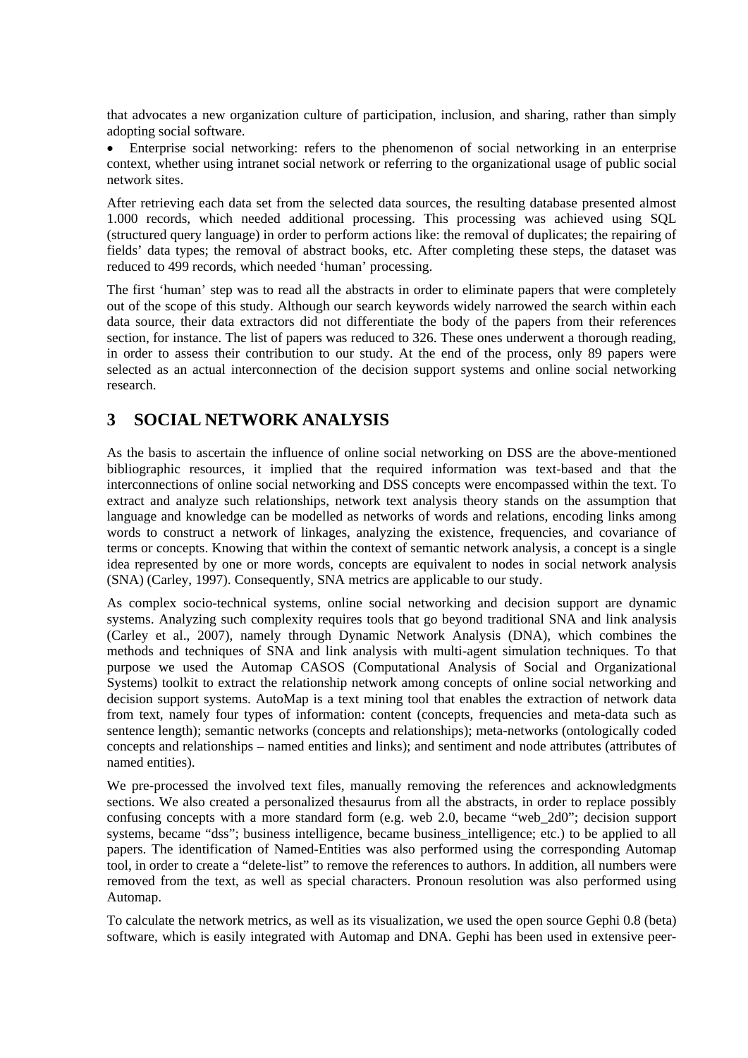that advocates a new organization culture of participation, inclusion, and sharing, rather than simply adopting social software.

- Enterprise social networking: refers to the phenomenon of social networking in an enterprise context, whether using intranet social network or referring to the organizational usage of public social network sites.

After retrieving each data set from the selected data sources, the resulting database presented almost 1.000 records, which needed additional processing. This processing was achieved using SQL (structured query language) in order to perform actions like: the removal of duplicates; the repairing of fields' data types; the removal of abstract books, etc. After completing these steps, the dataset was reduced to 499 records, which needed 'human' processing.

The first 'human' step was to read all the abstracts in order to eliminate papers that were completely out of the scope of this study. Although our search keywords widely narrowed the search within each data source, their data extractors did not differentiate the body of the papers from their references section, for instance. The list of papers was reduced to 326. These ones underwent a thorough reading, in order to assess their contribution to our study. At the end of the process, only 89 papers were selected as an actual interconnection of the decision support systems and online social networking research.

# 3 SOCIAL NETWORK ANALYSIS

As the basis to ascertain the influence of online social networking on DSS are the above-mentioned bibliographic resources, it implied that the required information was text-based and that the interconnections of online social networking and DSS concepts were encompassed within the text. To extract and analyze such relationships, network text analysis theory stands on the assumption that language and knowledge can be modelled as networks of words and relations, encoding links among words to construct a network of linkages, analyzing the existence, frequencies, and covariance of terms or concepts. Knowing that within the context of semantic network analysis, a concept is a single idea represented by one or more words, concepts are equivalent to nodes in social network analysis (SNA) (Carley, 1997). Consequently, SNA metrics are applicable to our study.

As complex socio-technical systems, online social networking and decision support are dynamic systems. Analyzing such complexity requires tools that go beyond traditional SNA and link analysis (Carley et al., 2007), namely through Dynamic Network Analysis (DNA), which combines the methods and techniques of SNA and link analysis with multi-agent simulation techniques. To that purpose we used the Automap CASOS (Computational Analysis of Social and Organizational Systems) toolkit to extract the relationship network among concepts of online social networking and decision support systems. AutoMap is a text mining tool that enables the extraction of network data from text, namely four types of information: content (concepts, frequencies and meta-data such as sentence length); semantic networks (concepts and relationships); meta-networks (ontologically coded concepts and relationships – named entities and links); and sentiment and node attributes (attributes of named entities).

We pre-processed the involved text files, manually removing the references and acknowledgments sections. We also created a personalized thesaurus from all the abstracts, in order to replace possibly confusing concepts with a more standard form (e.g. web 2.0, became "web_2d0"; decision support systems, became "dss"; business intelligence, became business_intelligence; etc.) to be applied to all papers. The identification of Named-Entities was also performed using the corresponding Automap tool, in order to create a "delete-list" to remove the references to authors. In addition, all numbers were removed from the text, as well as special characters. Pronoun resolution was also performed using Automap.

To calculate the network metrics, as well as its visualization, we used the open source Gephi 0.8 (beta) software, which is easily integrated with Automap and DNA. Gephi has been used in extensive peer-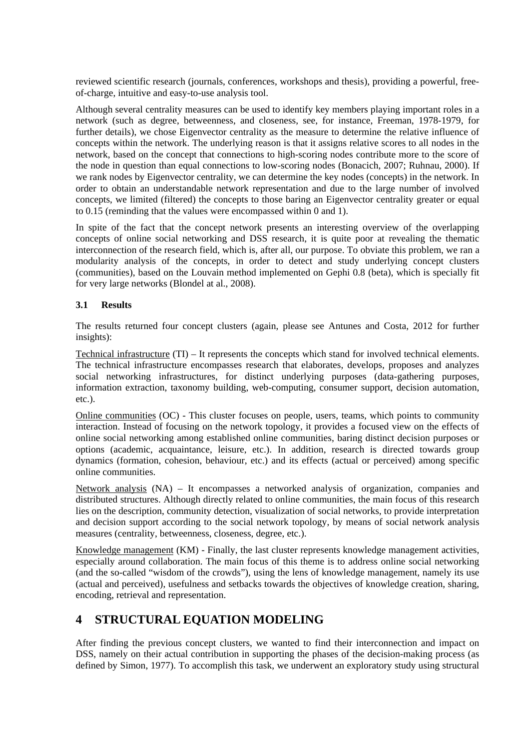reviewed scientific research (journals, conferences, workshops and thesis), providing a powerful, free-of-charge, intuitive and easy-to-use analysis tool.

Although several centrality measures can be used to identify key members playing important roles in a network (such as degree, betweenness, and closeness, see, for instance, Freeman, 1978-1979, for further details), we chose Eigenvector centrality as the measure to determine the relative influence of concepts within the network. The underlying reason is that it assigns relative scores to all nodes in the network, based on the concept that connections to high-scoring nodes contribute more to the score of the node in question than equal connections to low-scoring nodes (Bonacich, 2007; Ruhnau, 2000). If we rank nodes by Eigenvector centrality, we can determine the key nodes (concepts) in the network. In order to obtain an understandable network representation and due to the large number of involved concepts, we limited (filtered) the concepts to those baring an Eigenvector centrality greater or equal to 0.15 (reminding that the values were encompassed within 0 and 1).

In spite of the fact that the concept network presents an interesting overview of the overlapping concepts of online social networking and DSS research, it is quite poor at revealing the thematic interconnection of the research field, which is, after all, our purpose. To obviate this problem, we ran a modularity analysis of the concepts, in order to detect and study underlying concept clusters (communities), based on the Louvain method implemented on Gephi 0.8 (beta), which is specially fit for very large networks (Blondel at al., 2008).

### 3.1 Results

The results returned four concept clusters (again, please see Antunes and Costa, 2012 for further insights):

Technical infrastructure (TI) – It represents the concepts which stand for involved technical elements. The technical infrastructure encompasses research that elaborates, develops, proposes and analyzes social networking infrastructures, for distinct underlying purposes (data-gathering purposes, information extraction, taxonomy building, web-computing, consumer support, decision automation, etc.).

Online communities (OC) - This cluster focuses on people, users, teams, which points to community interaction. Instead of focusing on the network topology, it provides a focused view on the effects of online social networking among established online communities, baring distinct decision purposes or options (academic, acquaintance, leisure, etc.). In addition, research is directed towards group dynamics (formation, cohesion, behaviour, etc.) and its effects (actual or perceived) among specific online communities.

Network analysis (NA) – It encompasses a networked analysis of organization, companies and distributed structures. Although directly related to online communities, the main focus of this research lies on the description, community detection, visualization of social networks, to provide interpretation and decision support according to the social network topology, by means of social network analysis measures (centrality, betweenness, closeness, degree, etc.).

Knowledge management (KM) - Finally, the last cluster represents knowledge management activities, especially around collaboration. The main focus of this theme is to address online social networking (and the so-called "wisdom of the crowds"), using the lens of knowledge management, namely its use (actual and perceived), usefulness and setbacks towards the objectives of knowledge creation, sharing, encoding, retrieval and representation.

## 4 STRUCTURAL EQUATION MODELING

After finding the previous concept clusters, we wanted to find their interconnection and impact on DSS, namely on their actual contribution in supporting the phases of the decision-making process (as defined by Simon, 1977). To accomplish this task, we underwent an exploratory study using structural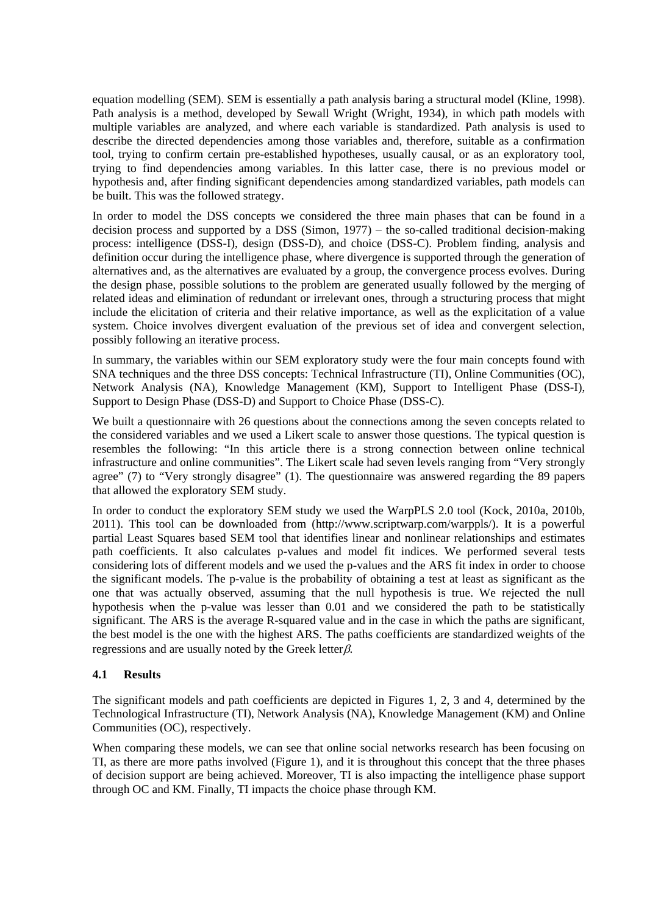equation modelling (SEM). SEM is essentially a path analysis baring a structural model (Kline, 1998). Path analysis is a method, developed by Sewall Wright (Wright, 1934), in which path models with multiple variables are analyzed, and where each variable is standardized. Path analysis is used to describe the directed dependencies among those variables and, therefore, suitable as a confirmation tool, trying to confirm certain pre-established hypotheses, usually causal, or as an exploratory tool, trying to find dependencies among variables. In this latter case, there is no previous model or hypothesis and, after finding significant dependencies among standardized variables, path models can be built. This was the followed strategy.

In order to model the DSS concepts we considered the three main phases that can be found in a decision process and supported by a DSS (Simon, 1977) – the so-called traditional decision-making process: intelligence (DSS-I), design (DSS-D), and choice (DSS-C). Problem finding, analysis and definition occur during the intelligence phase, where divergence is supported through the generation of alternatives and, as the alternatives are evaluated by a group, the convergence process evolves. During the design phase, possible solutions to the problem are generated usually followed by the merging of related ideas and elimination of redundant or irrelevant ones, through a structuring process that might include the elicitation of criteria and their relative importance, as well as the explicitation of a value system. Choice involves divergent evaluation of the previous set of idea and convergent selection, possibly following an iterative process.

In summary, the variables within our SEM exploratory study were the four main concepts found with SNA techniques and the three DSS concepts: Technical Infrastructure (TI), Online Communities (OC), Network Analysis (NA), Knowledge Management (KM), Support to Intelligent Phase (DSS-I), Support to Design Phase (DSS-D) and Support to Choice Phase (DSS-C).

We built a questionnaire with 26 questions about the connections among the seven concepts related to the considered variables and we used a Likert scale to answer those questions. The typical question is resembles the following: "In this article there is a strong connection between online technical infrastructure and online communities". The Likert scale had seven levels ranging from "Very strongly agree" (7) to "Very strongly disagree" (1). The questionnaire was answered regarding the 89 papers that allowed the exploratory SEM study.

In order to conduct the exploratory SEM study we used the WarpPLS 2.0 tool (Kock, 2010a, 2010b, 2011). This tool can be downloaded from (http://www.scriptwarp.com/warppls/). It is a powerful partial Least Squares based SEM tool that identifies linear and nonlinear relationships and estimates path coefficients. It also calculates p-values and model fit indices. We performed several tests considering lots of different models and we used the p-values and the ARS fit index in order to choose the significant models. The p-value is the probability of obtaining a test at least as significant as the one that was actually observed, assuming that the null hypothesis is true. We rejected the null hypothesis when the p-value was lesser than 0.01 and we considered the path to be statistically significant. The ARS is the average R-squared value and in the case in which the paths are significant, the best model is the one with the highest ARS. The paths coefficients are standardized weights of the regressions and are usually noted by the Greek letter $\beta$.

### 4.1 Results

The significant models and path coefficients are depicted in Figures 1, 2, 3 and 4, determined by the Technological Infrastructure (TI), Network Analysis (NA), Knowledge Management (KM) and Online Communities (OC), respectively.

When comparing these models, we can see that online social networks research has been focusing on TI, as there are more paths involved (Figure 1), and it is throughout this concept that the three phases of decision support are being achieved. Moreover, TI is also impacting the intelligence phase support through OC and KM. Finally, TI impacts the choice phase through KM.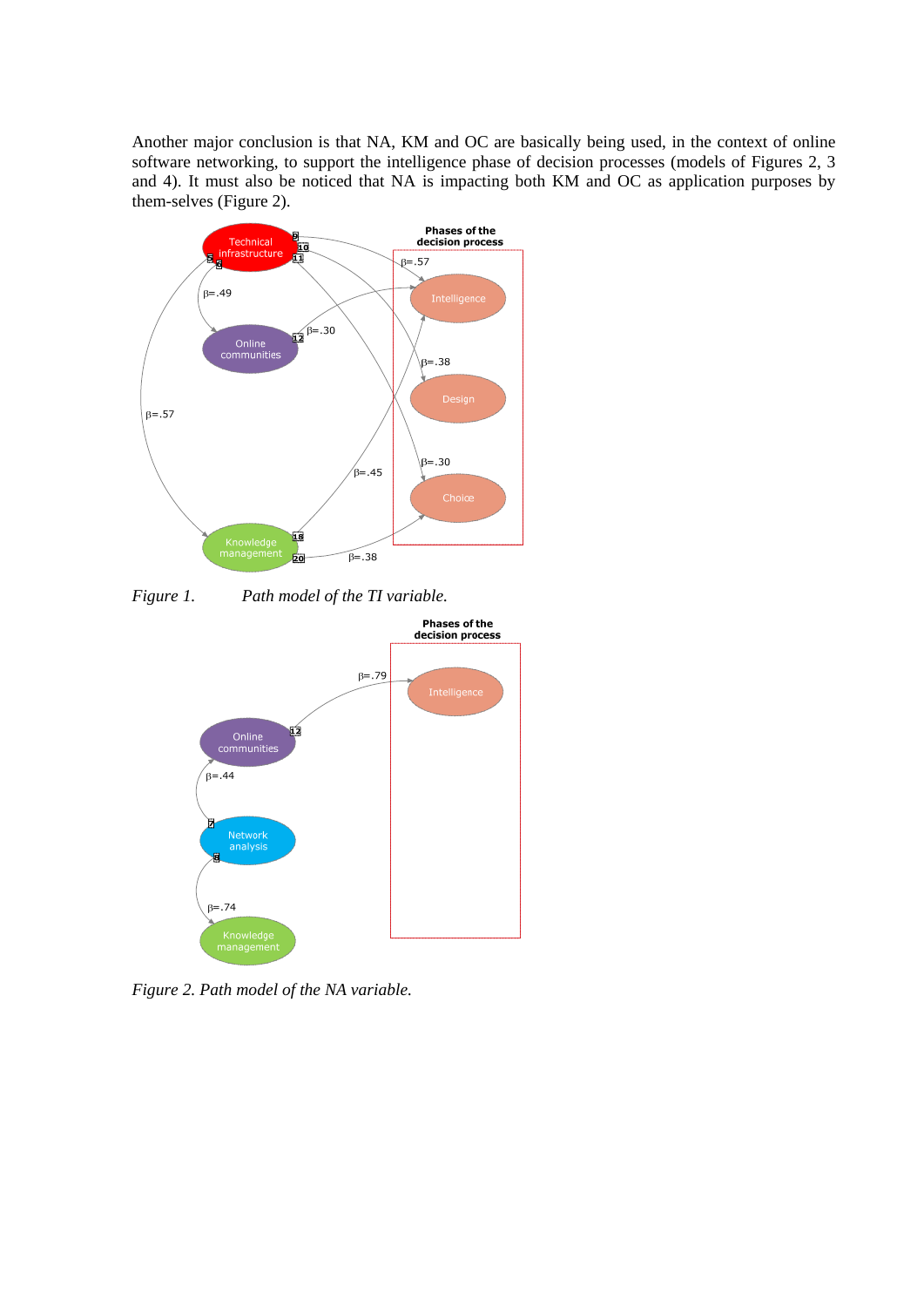Another major conclusion is that NA, KM and OC are basically being used, in the context of online software networking, to support the intelligence phase of decision processes (models of Figures 2, 3 and 4). It must also be noticed that NA is impacting both KM and OC as application purposes by them-selves (Figure 2).

*Figure 1. Path model of the TI variable.*

*Figure 2. Path model of the NA variable.*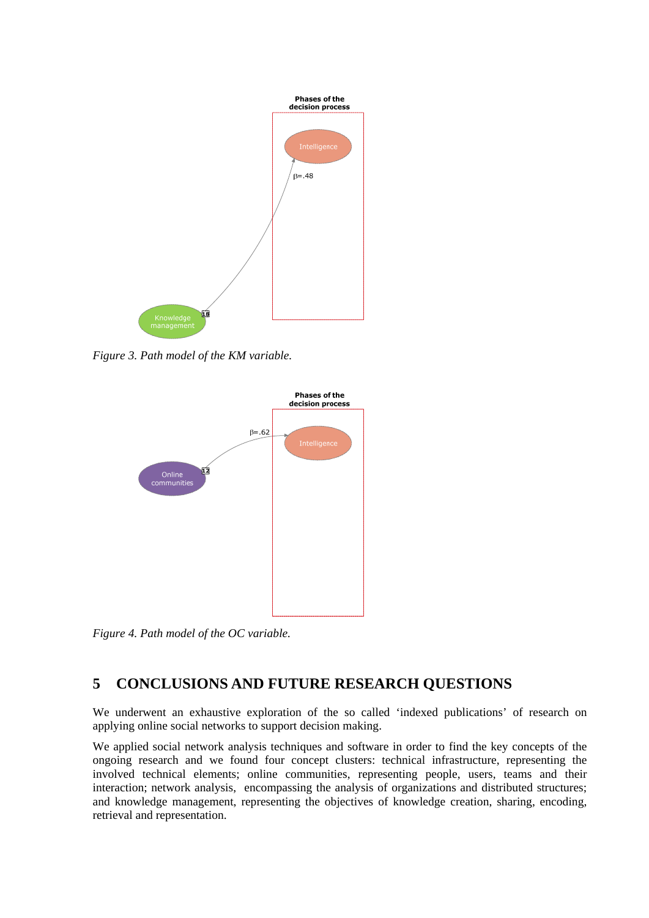*Figure 3. Path model of the KM variable.*

*Figure 4. Path model of the OC variable.*

## 5 CONCLUSIONS AND FUTURE RESEARCH QUESTIONS

We underwent an exhaustive exploration of the so called 'indexed publications' of research on applying online social networks to support decision making.

We applied social network analysis techniques and software in order to find the key concepts of the ongoing research and we found four concept clusters: technical infrastructure, representing the involved technical elements; online communities, representing people, users, teams and their interaction; network analysis, encompassing the analysis of organizations and distributed structures; and knowledge management, representing the objectives of knowledge creation, sharing, encoding, retrieval and representation.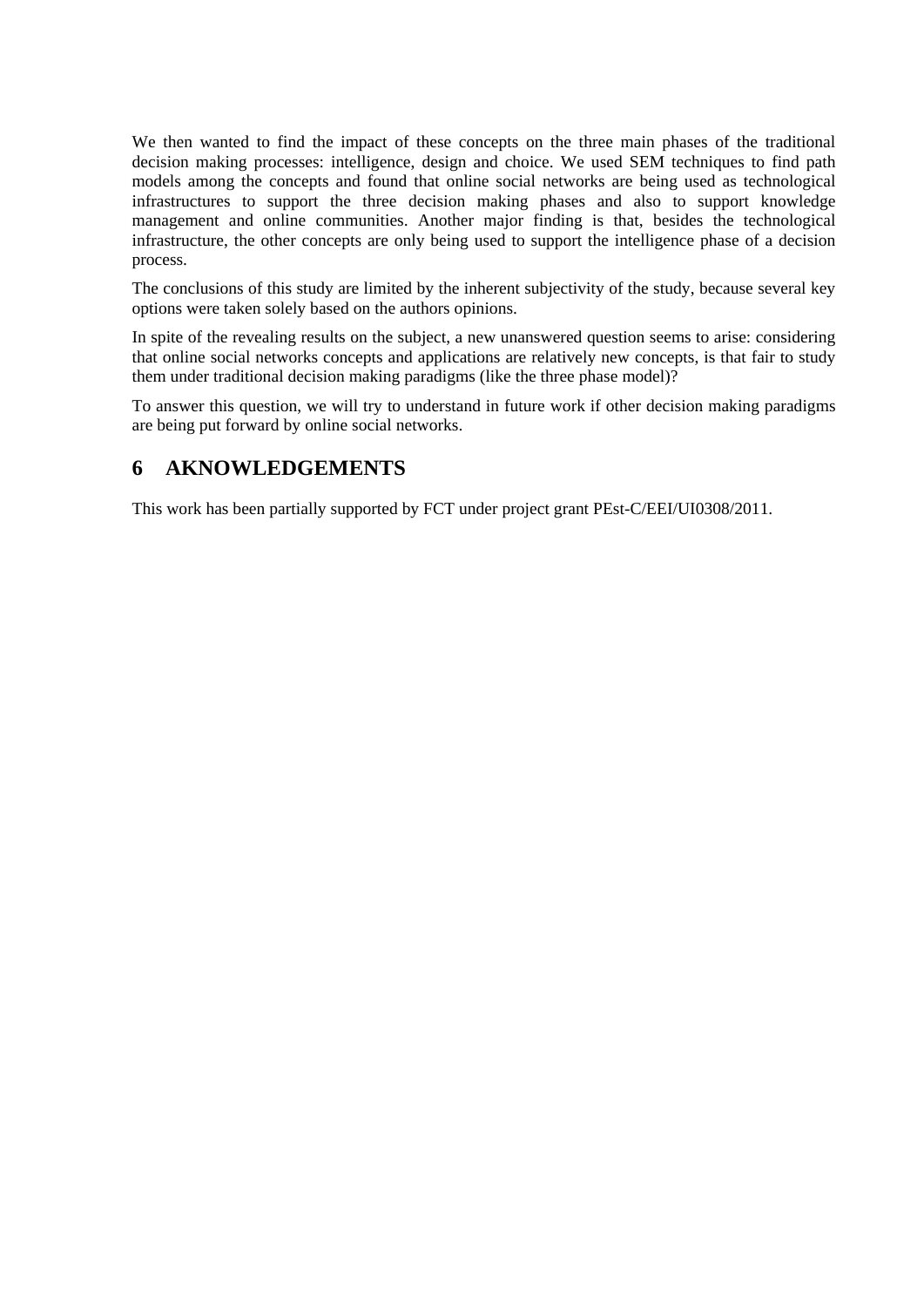We then wanted to find the impact of these concepts on the three main phases of the traditional decision making processes: intelligence, design and choice. We used SEM techniques to find path models among the concepts and found that online social networks are being used as technological infrastructures to support the three decision making phases and also to support knowledge management and online communities. Another major finding is that, besides the technological infrastructure, the other concepts are only being used to support the intelligence phase of a decision process.

The conclusions of this study are limited by the inherent subjectivity of the study, because several key options were taken solely based on the authors opinions.

In spite of the revealing results on the subject, a new unanswered question seems to arise: considering that online social networks concepts and applications are relatively new concepts, is that fair to study them under traditional decision making paradigms (like the three phase model)?

To answer this question, we will try to understand in future work if other decision making paradigms are being put forward by online social networks.

## 6 AKNOWLEDGEMENTS

This work has been partially supported by FCT under project grant PEst-C/EEI/UI0308/2011.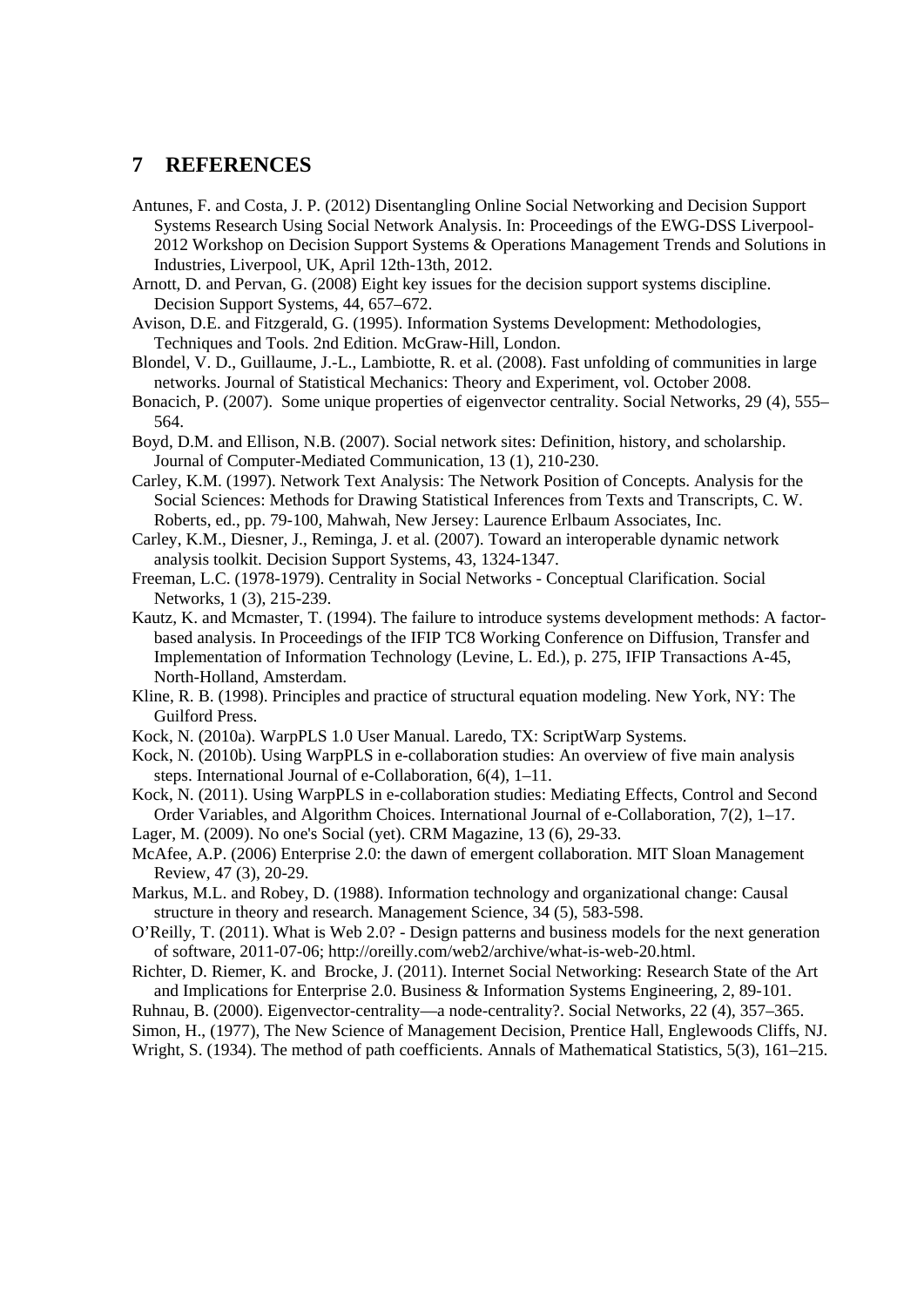## 7 REFERENCES

Antunes, F. and Costa, J. P. (2012) Disentangling Online Social Networking and Decision Support Systems Research Using Social Network Analysis. In: Proceedings of the EWG-DSS Liverpool-2012 Workshop on Decision Support Systems & Operations Management Trends and Solutions in Industries, Liverpool, UK, April 12th-13th, 2012.

Arnott, D. and Pervan, G. (2008) Eight key issues for the decision support systems discipline. Decision Support Systems, 44, 657–672.

Avison, D.E. and Fitzgerald, G. (1995). Information Systems Development: Methodologies, Techniques and Tools. 2nd Edition. McGraw-Hill, London.

Blondel, V. D., Guillaume, J.-L., Lambiotte, R. et al. (2008). Fast unfolding of communities in large networks. Journal of Statistical Mechanics: Theory and Experiment, vol. October 2008.

Bonacich, P. (2007). Some unique properties of eigenvector centrality. Social Networks, 29 (4), 555–564.

Boyd, D.M. and Ellison, N.B. (2007). Social network sites: Definition, history, and scholarship. Journal of Computer-Mediated Communication, 13 (1), 210-230.

Carley, K.M. (1997). Network Text Analysis: The Network Position of Concepts. Analysis for the Social Sciences: Methods for Drawing Statistical Inferences from Texts and Transcripts, C. W. Roberts, ed., pp. 79-100, Mahwah, New Jersey: Laurence Erlbaum Associates, Inc.

Carley, K.M., Diesner, J., Reminga, J. et al. (2007). Toward an interoperable dynamic network analysis toolkit. Decision Support Systems, 43, 1324-1347.

Freeman, L.C. (1978-1979). Centrality in Social Networks - Conceptual Clarification. Social Networks, 1 (3), 215-239.

Kautz, K. and Mcmaster, T. (1994). The failure to introduce systems development methods: A factor-based analysis. In Proceedings of the IFIP TC8 Working Conference on Diffusion, Transfer and Implementation of Information Technology (Levine, L. Ed.), p. 275, IFIP Transactions A-45, North-Holland, Amsterdam.

Kline, R. B. (1998). Principles and practice of structural equation modeling. New York, NY: The Guilford Press.

Kock, N. (2010a). WarpPLS 1.0 User Manual. Laredo, TX: ScriptWarp Systems.

Kock, N. (2010b). Using WarpPLS in e-collaboration studies: An overview of five main analysis steps. International Journal of e-Collaboration, 6(4), 1–11.

Kock, N. (2011). Using WarpPLS in e-collaboration studies: Mediating Effects, Control and Second Order Variables, and Algorithm Choices. International Journal of e-Collaboration, 7(2), 1–17.

Lager, M. (2009). No one's Social (yet). CRM Magazine, 13 (6), 29-33.

McAfee, A.P. (2006) Enterprise 2.0: the dawn of emergent collaboration. MIT Sloan Management Review, 47 (3), 20-29.

Markus, M.L. and Robey, D. (1988). Information technology and organizational change: Causal structure in theory and research. Management Science, 34 (5), 583-598.

O'Reilly, T. (2011). What is Web 2.0? - Design patterns and business models for the next generation of software, 2011-07-06; http://oreilly.com/web2/archive/what-is-web-20.html.

Richter, D. Riemer, K. and Brocke, J. (2011). Internet Social Networking: Research State of the Art and Implications for Enterprise 2.0. Business & Information Systems Engineering, 2, 89-101.

Ruhnau, B. (2000). Eigenvector-centrality—a node-centrality?. Social Networks, 22 (4), 357–365.

Simon, H., (1977), The New Science of Management Decision, Prentice Hall, Englewoods Cliffs, NJ.

Wright, S. (1934). The method of path coefficients. Annals of Mathematical Statistics, 5(3), 161–215.